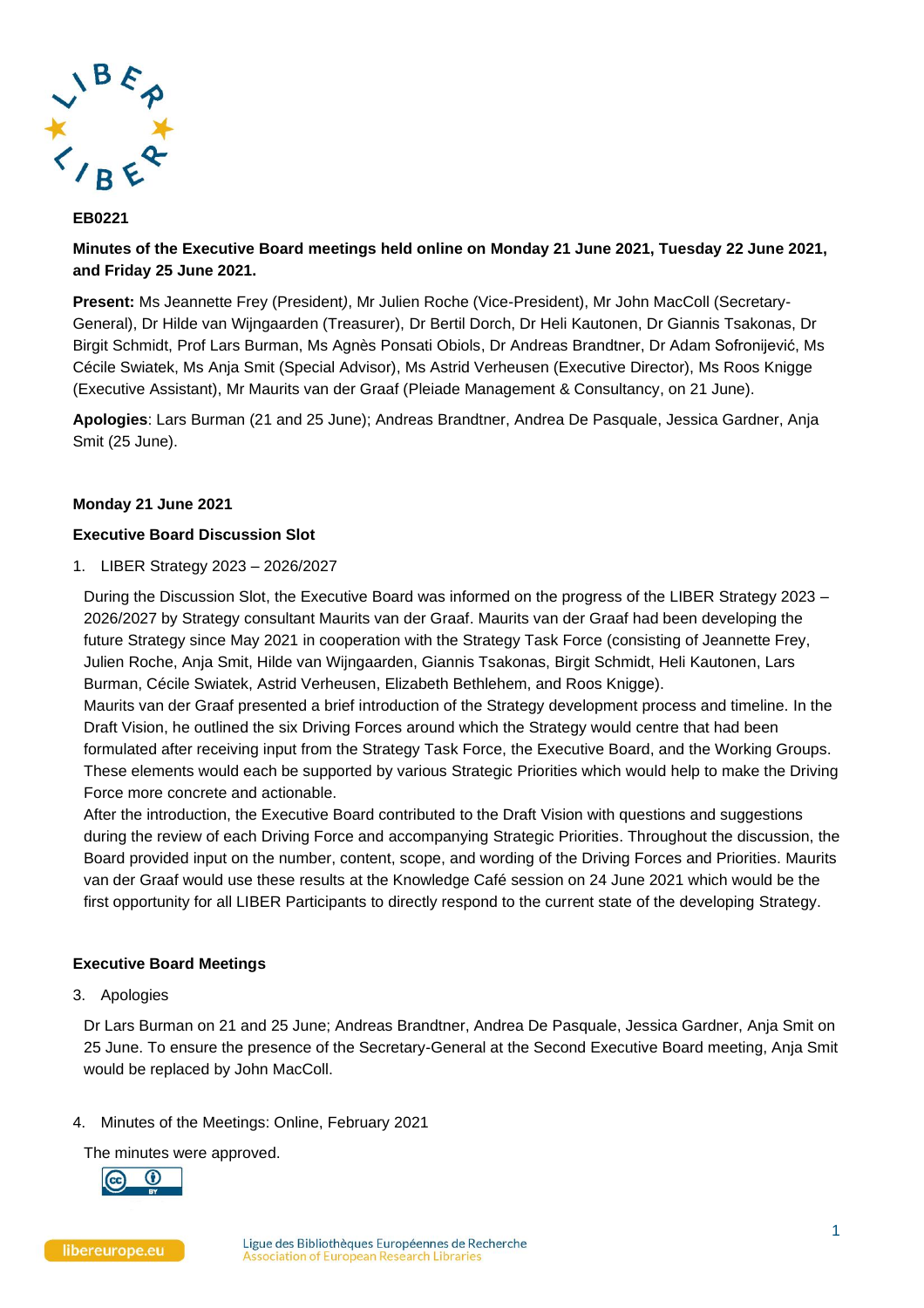**EB0221**

**Minutes of the Executive Board meetings held online on Monday 21 June 2021, Tuesday 22 June 2021, and Friday 25 June 2021.**

**Present:** Ms Jeannette Frey (President), Mr Julien Roche (Vice-President), Mr John MacColl (Secretary-General), Dr Hilde van Wijngaarden (Treasurer), Dr Bertil Dorch, Dr Heli Kautonen, Dr Giannis Tsakonas, Dr Birgit Schmidt, Prof Lars Burman, Ms Agnès Ponsati Obiols, Dr Andreas Brandtner, Dr Adam Sofronijević, Ms Cécile Swiatek, Ms Anja Smit (Special Advisor), Ms Astrid Verheusen (Executive Director), Ms Roos Knigge (Executive Assistant), Mr Maurits van der Graaf (Pleiade Management & Consultancy, on 21 June).

**Apologies**: Lars Burman (21 and 25 June); Andreas Brandtner, Andrea De Pasquale, Jessica Gardner, Anja Smit (25 June).

**Monday 21 June 2021**

**Executive Board Discussion Slot**

1. LIBER Strategy 2023 – 2026/2027

During the Discussion Slot, the Executive Board was informed on the progress of the LIBER Strategy 2023 – 2026/2027 by Strategy consultant Maurits van der Graaf. Maurits van der Graaf had been developing the future Strategy since May 2021 in cooperation with the Strategy Task Force (consisting of Jeannette Frey, Julien Roche, Anja Smit, Hilde van Wijngaarden, Giannis Tsakonas, Birgit Schmidt, Heli Kautonen, Lars Burman, Cécile Swiatek, Astrid Verheusen, Elizabeth Bethlehem, and Roos Knigge).
Maurits van der Graaf presented a brief introduction of the Strategy development process and timeline. In the Draft Vision, he outlined the six Driving Forces around which the Strategy would centre that had been formulated after receiving input from the Strategy Task Force, the Executive Board, and the Working Groups. These elements would each be supported by various Strategic Priorities which would help to make the Driving Force more concrete and actionable.
After the introduction, the Executive Board contributed to the Draft Vision with questions and suggestions during the review of each Driving Force and accompanying Strategic Priorities. Throughout the discussion, the Board provided input on the number, content, scope, and wording of the Driving Forces and Priorities. Maurits van der Graaf would use these results at the Knowledge Café session on 24 June 2021 which would be the first opportunity for all LIBER Participants to directly respond to the current state of the developing Strategy.

**Executive Board Meetings**

3. Apologies

Dr Lars Burman on 21 and 25 June; Andreas Brandtner, Andrea De Pasquale, Jessica Gardner, Anja Smit on 25 June. To ensure the presence of the Secretary-General at the Second Executive Board meeting, Anja Smit would be replaced by John MacColl.

4. Minutes of the Meetings: Online, February 2021

The minutes were approved.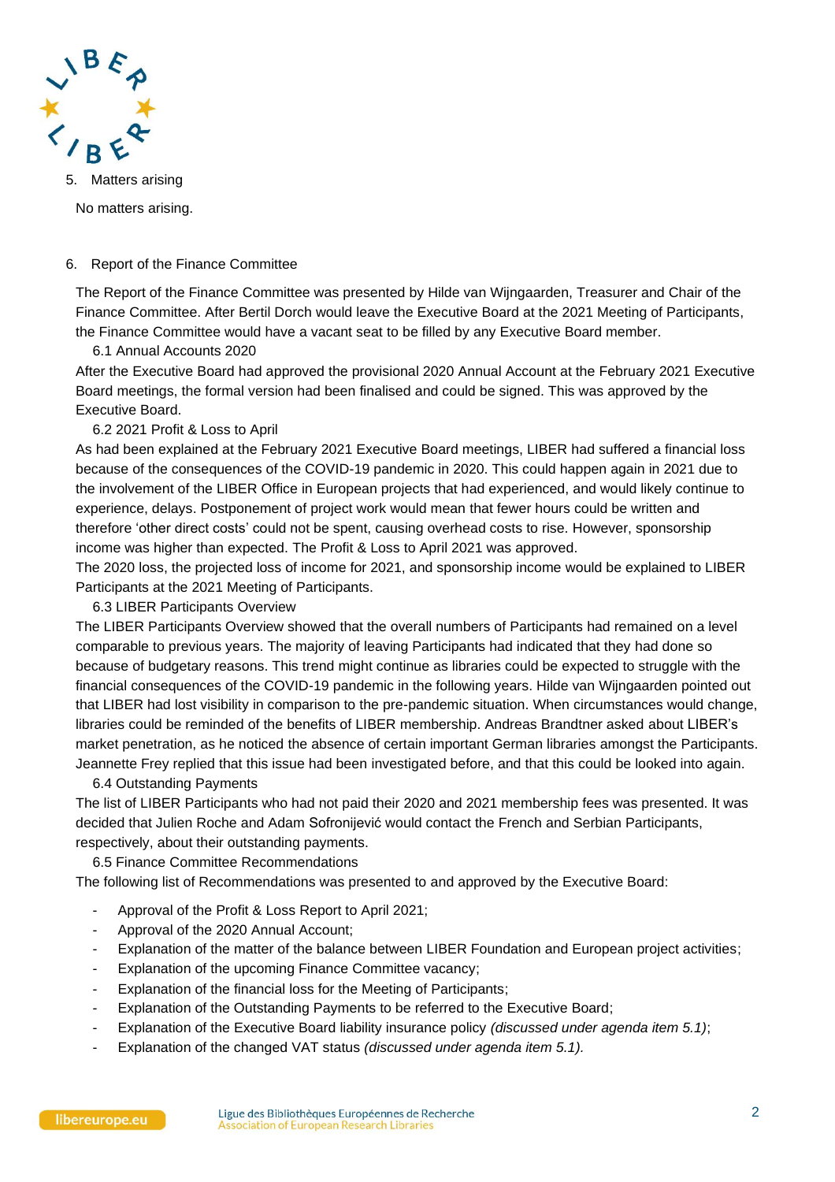5. Matters arising

No matters arising.

6. Report of the Finance Committee

The Report of the Finance Committee was presented by Hilde van Wijngaarden, Treasurer and Chair of the Finance Committee. After Bertil Dorch would leave the Executive Board at the 2021 Meeting of Participants, the Finance Committee would have a vacant seat to be filled by any Executive Board member.

6.1 Annual Accounts 2020

After the Executive Board had approved the provisional 2020 Annual Account at the February 2021 Executive Board meetings, the formal version had been finalised and could be signed. This was approved by the Executive Board.

6.2 2021 Profit & Loss to April

As had been explained at the February 2021 Executive Board meetings, LIBER had suffered a financial loss because of the consequences of the COVID-19 pandemic in 2020. This could happen again in 2021 due to the involvement of the LIBER Office in European projects that had experienced, and would likely continue to experience, delays. Postponement of project work would mean that fewer hours could be written and therefore 'other direct costs' could not be spent, causing overhead costs to rise. However, sponsorship income was higher than expected. The Profit & Loss to April 2021 was approved.

The 2020 loss, the projected loss of income for 2021, and sponsorship income would be explained to LIBER Participants at the 2021 Meeting of Participants.

6.3 LIBER Participants Overview

The LIBER Participants Overview showed that the overall numbers of Participants had remained on a level comparable to previous years. The majority of leaving Participants had indicated that they had done so because of budgetary reasons. This trend might continue as libraries could be expected to struggle with the financial consequences of the COVID-19 pandemic in the following years. Hilde van Wijngaarden pointed out that LIBER had lost visibility in comparison to the pre-pandemic situation. When circumstances would change, libraries could be reminded of the benefits of LIBER membership. Andreas Brandtner asked about LIBER's market penetration, as he noticed the absence of certain important German libraries amongst the Participants. Jeannette Frey replied that this issue had been investigated before, and that this could be looked into again.

6.4 Outstanding Payments

The list of LIBER Participants who had not paid their 2020 and 2021 membership fees was presented. It was decided that Julien Roche and Adam Sofronijević would contact the French and Serbian Participants, respectively, about their outstanding payments.

6.5 Finance Committee Recommendations

The following list of Recommendations was presented to and approved by the Executive Board:

- Approval of the Profit & Loss Report to April 2021;
- Approval of the 2020 Annual Account;
- Explanation of the matter of the balance between LIBER Foundation and European project activities;
- Explanation of the upcoming Finance Committee vacancy;
- Explanation of the financial loss for the Meeting of Participants;
- Explanation of the Outstanding Payments to be referred to the Executive Board;
- Explanation of the Executive Board liability insurance policy *(discussed under agenda item 5.1)*;
- Explanation of the changed VAT status *(discussed under agenda item 5.1).*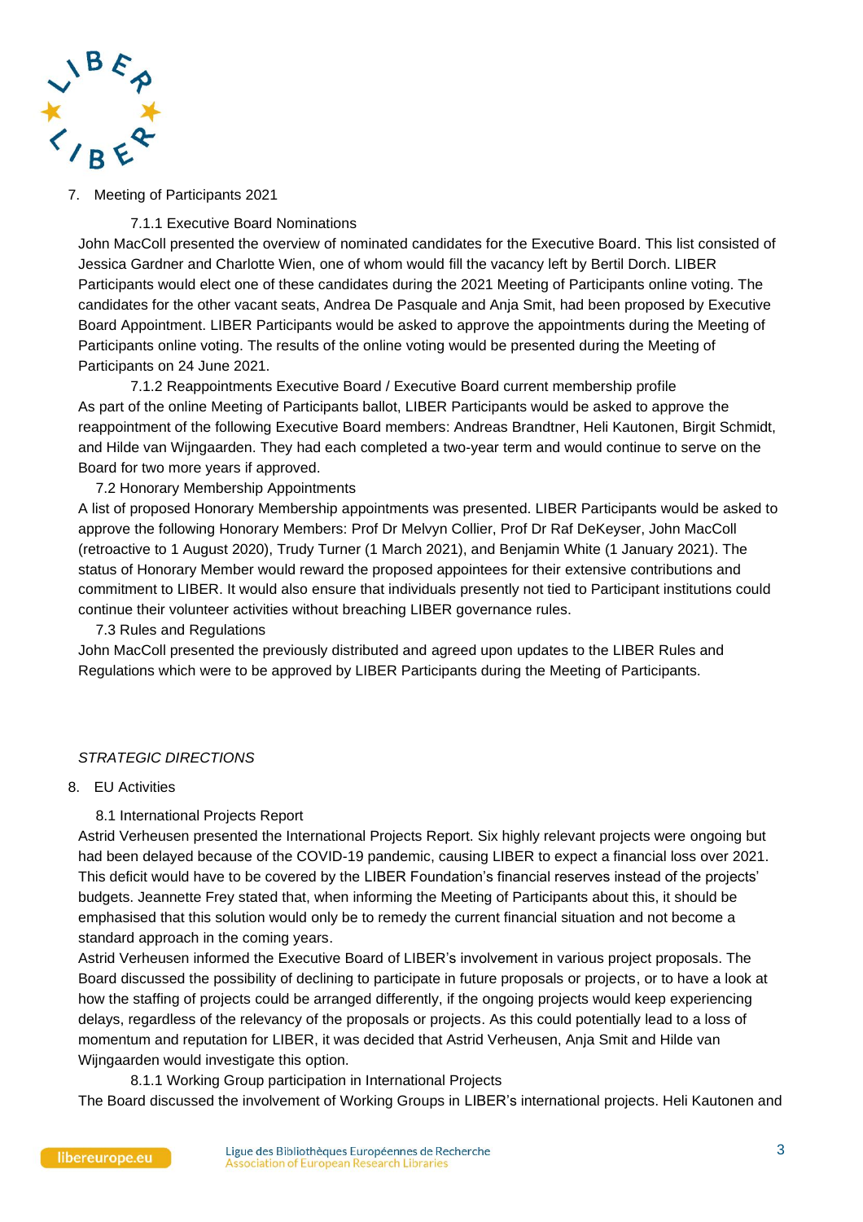## 7. Meeting of Participants 2021

#### 7.1.1 Executive Board Nominations

John MacColl presented the overview of nominated candidates for the Executive Board. This list consisted of Jessica Gardner and Charlotte Wien, one of whom would fill the vacancy left by Bertil Dorch. LIBER Participants would elect one of these candidates during the 2021 Meeting of Participants online voting. The candidates for the other vacant seats, Andrea De Pasquale and Anja Smit, had been proposed by Executive Board Appointment. LIBER Participants would be asked to approve the appointments during the Meeting of Participants online voting. The results of the online voting would be presented during the Meeting of Participants on 24 June 2021.

#### 7.1.2 Reappointments Executive Board / Executive Board current membership profile

As part of the online Meeting of Participants ballot, LIBER Participants would be asked to approve the reappointment of the following Executive Board members: Andreas Brandtner, Heli Kautonen, Birgit Schmidt, and Hilde van Wijngaarden. They had each completed a two-year term and would continue to serve on the Board for two more years if approved.

### 7.2 Honorary Membership Appointments

A list of proposed Honorary Membership appointments was presented. LIBER Participants would be asked to approve the following Honorary Members: Prof Dr Melvyn Collier, Prof Dr Raf DeKeyser, John MacColl (retroactive to 1 August 2020), Trudy Turner (1 March 2021), and Benjamin White (1 January 2021). The status of Honorary Member would reward the proposed appointees for their extensive contributions and commitment to LIBER. It would also ensure that individuals presently not tied to Participant institutions could continue their volunteer activities without breaching LIBER governance rules.

### 7.3 Rules and Regulations

John MacColl presented the previously distributed and agreed upon updates to the LIBER Rules and Regulations which were to be approved by LIBER Participants during the Meeting of Participants.

*STRATEGIC DIRECTIONS*

## 8. EU Activities

### 8.1 International Projects Report

Astrid Verheusen presented the International Projects Report. Six highly relevant projects were ongoing but had been delayed because of the COVID-19 pandemic, causing LIBER to expect a financial loss over 2021. This deficit would have to be covered by the LIBER Foundation's financial reserves instead of the projects' budgets. Jeannette Frey stated that, when informing the Meeting of Participants about this, it should be emphasised that this solution would only be to remedy the current financial situation and not become a standard approach in the coming years.

Astrid Verheusen informed the Executive Board of LIBER's involvement in various project proposals. The Board discussed the possibility of declining to participate in future proposals or projects, or to have a look at how the staffing of projects could be arranged differently, if the ongoing projects would keep experiencing delays, regardless of the relevancy of the proposals or projects. As this could potentially lead to a loss of momentum and reputation for LIBER, it was decided that Astrid Verheusen, Anja Smit and Hilde van Wijngaarden would investigate this option.

#### 8.1.1 Working Group participation in International Projects

The Board discussed the involvement of Working Groups in LIBER's international projects. Heli Kautonen and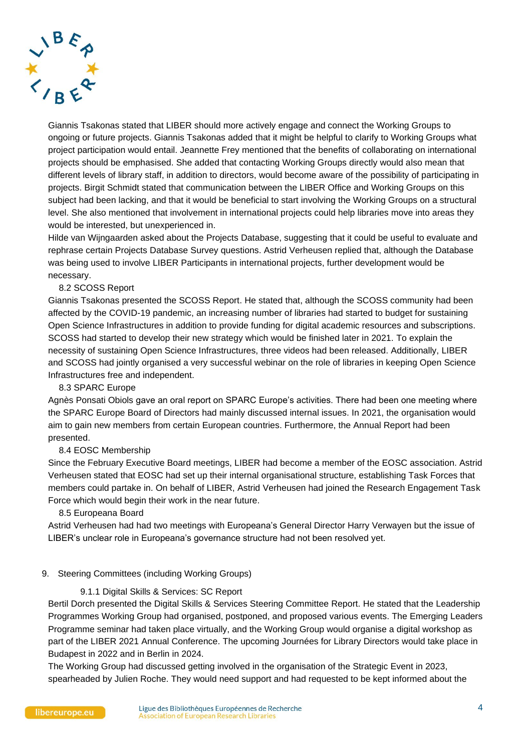Giannis Tsakonas stated that LIBER should more actively engage and connect the Working Groups to ongoing or future projects. Giannis Tsakonas added that it might be helpful to clarify to Working Groups what project participation would entail. Jeannette Frey mentioned that the benefits of collaborating on international projects should be emphasised. She added that contacting Working Groups directly would also mean that different levels of library staff, in addition to directors, would become aware of the possibility of participating in projects. Birgit Schmidt stated that communication between the LIBER Office and Working Groups on this subject had been lacking, and that it would be beneficial to start involving the Working Groups on a structural level. She also mentioned that involvement in international projects could help libraries move into areas they would be interested, but unexperienced in.

Hilde van Wijngaarden asked about the Projects Database, suggesting that it could be useful to evaluate and rephrase certain Projects Database Survey questions. Astrid Verheusen replied that, although the Database was being used to involve LIBER Participants in international projects, further development would be necessary.

### 8.2 SCOSS Report

Giannis Tsakonas presented the SCOSS Report. He stated that, although the SCOSS community had been affected by the COVID-19 pandemic, an increasing number of libraries had started to budget for sustaining Open Science Infrastructures in addition to provide funding for digital academic resources and subscriptions. SCOSS had started to develop their new strategy which would be finished later in 2021. To explain the necessity of sustaining Open Science Infrastructures, three videos had been released. Additionally, LIBER and SCOSS had jointly organised a very successful webinar on the role of libraries in keeping Open Science Infrastructures free and independent.

### 8.3 SPARC Europe

Agnès Ponsati Obiols gave an oral report on SPARC Europe's activities. There had been one meeting where the SPARC Europe Board of Directors had mainly discussed internal issues. In 2021, the organisation would aim to gain new members from certain European countries. Furthermore, the Annual Report had been presented.

### 8.4 EOSC Membership

Since the February Executive Board meetings, LIBER had become a member of the EOSC association. Astrid Verheusen stated that EOSC had set up their internal organisational structure, establishing Task Forces that members could partake in. On behalf of LIBER, Astrid Verheusen had joined the Research Engagement Task Force which would begin their work in the near future.

### 8.5 Europeana Board

Astrid Verheusen had had two meetings with Europeana's General Director Harry Verwayen but the issue of LIBER's unclear role in Europeana's governance structure had not been resolved yet.

## 9. Steering Committees (including Working Groups)

#### 9.1.1 Digital Skills & Services: SC Report

Bertil Dorch presented the Digital Skills & Services Steering Committee Report. He stated that the Leadership Programmes Working Group had organised, postponed, and proposed various events. The Emerging Leaders Programme seminar had taken place virtually, and the Working Group would organise a digital workshop as part of the LIBER 2021 Annual Conference. The upcoming Journées for Library Directors would take place in Budapest in 2022 and in Berlin in 2024.

The Working Group had discussed getting involved in the organisation of the Strategic Event in 2023, spearheaded by Julien Roche. They would need support and had requested to be kept informed about the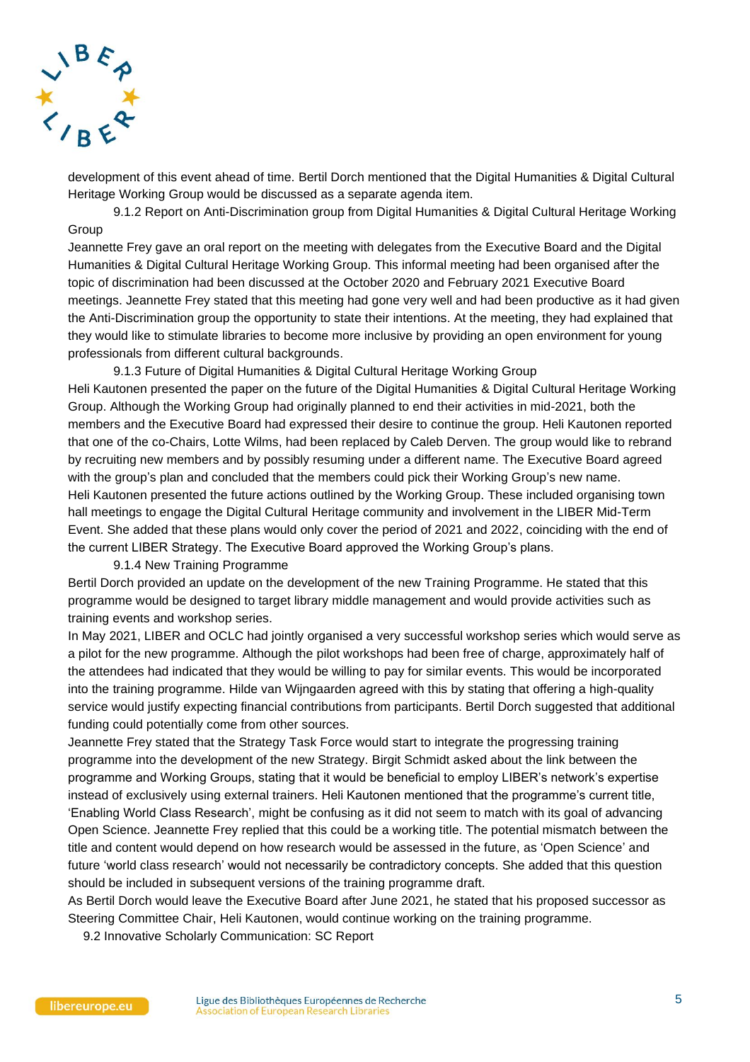development of this event ahead of time. Bertil Dorch mentioned that the Digital Humanities & Digital Cultural Heritage Working Group would be discussed as a separate agenda item.

9.1.2 Report on Anti-Discrimination group from Digital Humanities & Digital Cultural Heritage Working Group

Jeannette Frey gave an oral report on the meeting with delegates from the Executive Board and the Digital Humanities & Digital Cultural Heritage Working Group. This informal meeting had been organised after the topic of discrimination had been discussed at the October 2020 and February 2021 Executive Board meetings. Jeannette Frey stated that this meeting had gone very well and had been productive as it had given the Anti-Discrimination group the opportunity to state their intentions. At the meeting, they had explained that they would like to stimulate libraries to become more inclusive by providing an open environment for young professionals from different cultural backgrounds.

9.1.3 Future of Digital Humanities & Digital Cultural Heritage Working Group

Heli Kautonen presented the paper on the future of the Digital Humanities & Digital Cultural Heritage Working Group. Although the Working Group had originally planned to end their activities in mid-2021, both the members and the Executive Board had expressed their desire to continue the group. Heli Kautonen reported that one of the co-Chairs, Lotte Wilms, had been replaced by Caleb Derven. The group would like to rebrand by recruiting new members and by possibly resuming under a different name. The Executive Board agreed with the group's plan and concluded that the members could pick their Working Group's new name.

Heli Kautonen presented the future actions outlined by the Working Group. These included organising town hall meetings to engage the Digital Cultural Heritage community and involvement in the LIBER Mid-Term Event. She added that these plans would only cover the period of 2021 and 2022, coinciding with the end of the current LIBER Strategy. The Executive Board approved the Working Group's plans.

9.1.4 New Training Programme

Bertil Dorch provided an update on the development of the new Training Programme. He stated that this programme would be designed to target library middle management and would provide activities such as training events and workshop series.

In May 2021, LIBER and OCLC had jointly organised a very successful workshop series which would serve as a pilot for the new programme. Although the pilot workshops had been free of charge, approximately half of the attendees had indicated that they would be willing to pay for similar events. This would be incorporated into the training programme. Hilde van Wijngaarden agreed with this by stating that offering a high-quality service would justify expecting financial contributions from participants. Bertil Dorch suggested that additional funding could potentially come from other sources.

Jeannette Frey stated that the Strategy Task Force would start to integrate the progressing training programme into the development of the new Strategy. Birgit Schmidt asked about the link between the programme and Working Groups, stating that it would be beneficial to employ LIBER's network's expertise instead of exclusively using external trainers. Heli Kautonen mentioned that the programme's current title, 'Enabling World Class Research', might be confusing as it did not seem to match with its goal of advancing Open Science. Jeannette Frey replied that this could be a working title. The potential mismatch between the title and content would depend on how research would be assessed in the future, as 'Open Science' and future 'world class research' would not necessarily be contradictory concepts. She added that this question should be included in subsequent versions of the training programme draft.

As Bertil Dorch would leave the Executive Board after June 2021, he stated that his proposed successor as Steering Committee Chair, Heli Kautonen, would continue working on the training programme.

9.2 Innovative Scholarly Communication: SC Report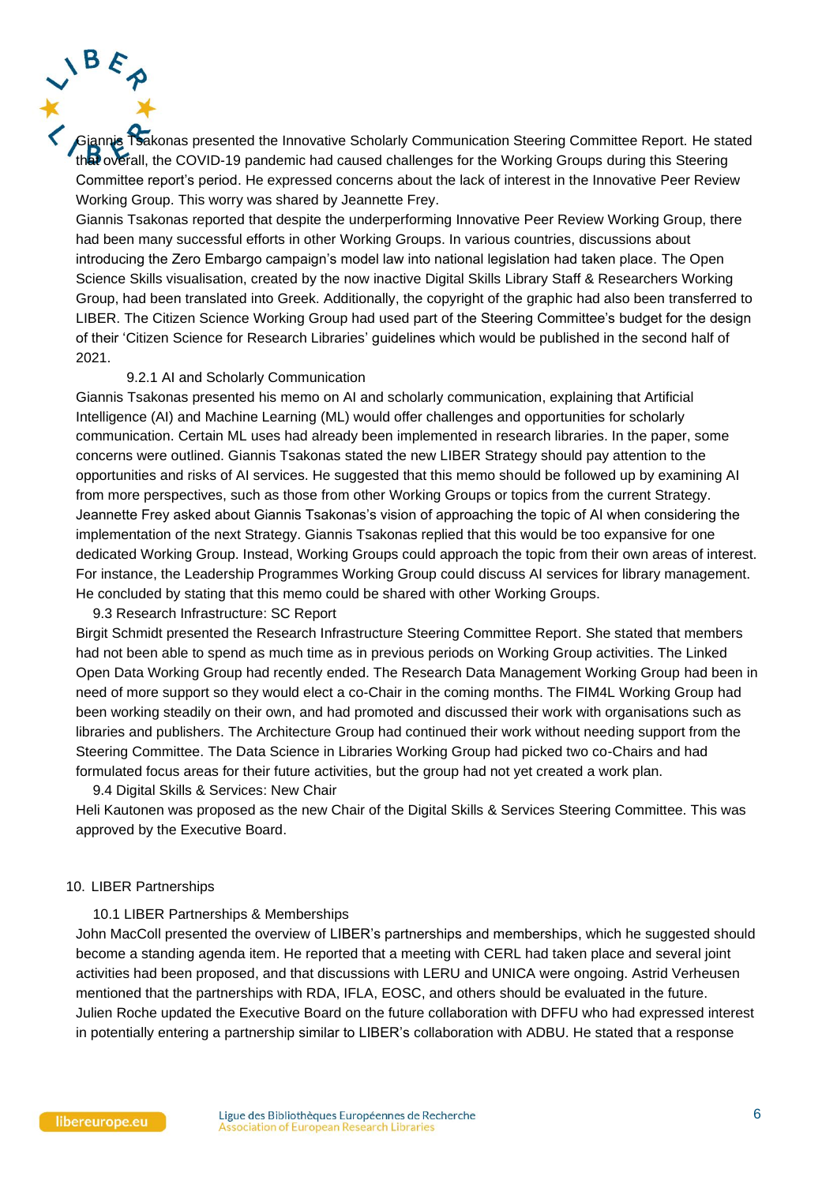Giannis Tsakonas presented the Innovative Scholarly Communication Steering Committee Report. He stated that overall, the COVID-19 pandemic had caused challenges for the Working Groups during this Steering Committee report's period. He expressed concerns about the lack of interest in the Innovative Peer Review Working Group. This worry was shared by Jeannette Frey.

Giannis Tsakonas reported that despite the underperforming Innovative Peer Review Working Group, there had been many successful efforts in other Working Groups. In various countries, discussions about introducing the Zero Embargo campaign's model law into national legislation had taken place. The Open Science Skills visualisation, created by the now inactive Digital Skills Library Staff & Researchers Working Group, had been translated into Greek. Additionally, the copyright of the graphic had also been transferred to LIBER. The Citizen Science Working Group had used part of the Steering Committee's budget for the design of their 'Citizen Science for Research Libraries' guidelines which would be published in the second half of 2021.

#### 9.2.1 AI and Scholarly Communication

Giannis Tsakonas presented his memo on AI and scholarly communication, explaining that Artificial Intelligence (AI) and Machine Learning (ML) would offer challenges and opportunities for scholarly communication. Certain ML uses had already been implemented in research libraries. In the paper, some concerns were outlined. Giannis Tsakonas stated the new LIBER Strategy should pay attention to the opportunities and risks of AI services. He suggested that this memo should be followed up by examining AI from more perspectives, such as those from other Working Groups or topics from the current Strategy. Jeannette Frey asked about Giannis Tsakonas's vision of approaching the topic of AI when considering the implementation of the next Strategy. Giannis Tsakonas replied that this would be too expansive for one dedicated Working Group. Instead, Working Groups could approach the topic from their own areas of interest. For instance, the Leadership Programmes Working Group could discuss AI services for library management. He concluded by stating that this memo could be shared with other Working Groups.

### 9.3 Research Infrastructure: SC Report

Birgit Schmidt presented the Research Infrastructure Steering Committee Report. She stated that members had not been able to spend as much time as in previous periods on Working Group activities. The Linked Open Data Working Group had recently ended. The Research Data Management Working Group had been in need of more support so they would elect a co-Chair in the coming months. The FIM4L Working Group had been working steadily on their own, and had promoted and discussed their work with organisations such as libraries and publishers. The Architecture Group had continued their work without needing support from the Steering Committee. The Data Science in Libraries Working Group had picked two co-Chairs and had formulated focus areas for their future activities, but the group had not yet created a work plan.

### 9.4 Digital Skills & Services: New Chair

Heli Kautonen was proposed as the new Chair of the Digital Skills & Services Steering Committee. This was approved by the Executive Board.

## 10. LIBER Partnerships

### 10.1 LIBER Partnerships & Memberships

John MacColl presented the overview of LIBER's partnerships and memberships, which he suggested should become a standing agenda item. He reported that a meeting with CERL had taken place and several joint activities had been proposed, and that discussions with LERU and UNICA were ongoing. Astrid Verheusen mentioned that the partnerships with RDA, IFLA, EOSC, and others should be evaluated in the future. Julien Roche updated the Executive Board on the future collaboration with DFFU who had expressed interest in potentially entering a partnership similar to LIBER's collaboration with ADBU. He stated that a response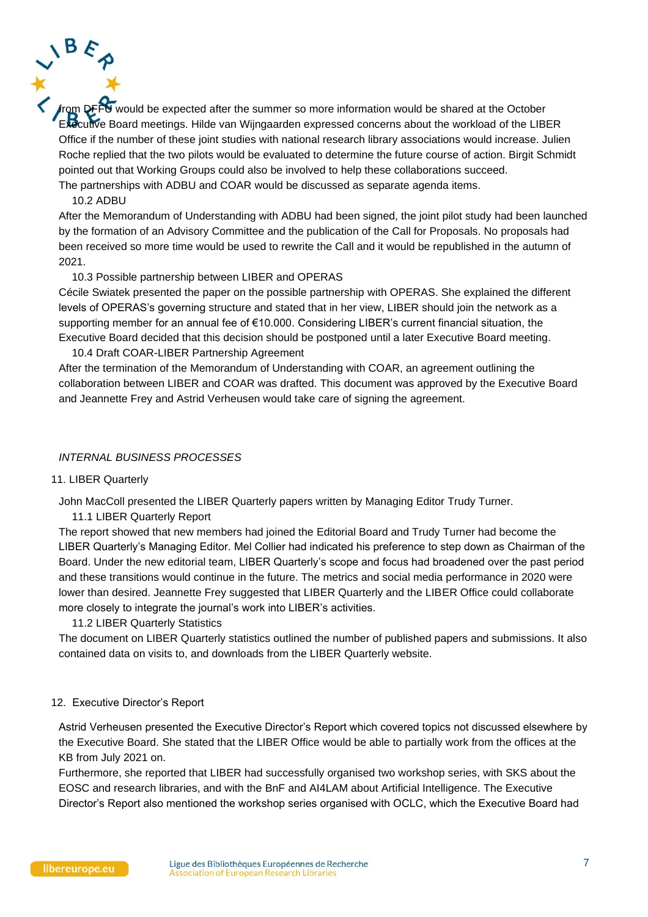from DFFU would be expected after the summer so more information would be shared at the October Executive Board meetings. Hilde van Wijngaarden expressed concerns about the workload of the LIBER Office if the number of these joint studies with national research library associations would increase. Julien Roche replied that the two pilots would be evaluated to determine the future course of action. Birgit Schmidt pointed out that Working Groups could also be involved to help these collaborations succeed.
The partnerships with ADBU and COAR would be discussed as separate agenda items.

10.2 ADBU

After the Memorandum of Understanding with ADBU had been signed, the joint pilot study had been launched by the formation of an Advisory Committee and the publication of the Call for Proposals. No proposals had been received so more time would be used to rewrite the Call and it would be republished in the autumn of 2021.

10.3 Possible partnership between LIBER and OPERAS

Cécile Swiatek presented the paper on the possible partnership with OPERAS. She explained the different levels of OPERAS's governing structure and stated that in her view, LIBER should join the network as a supporting member for an annual fee of €10.000. Considering LIBER's current financial situation, the Executive Board decided that this decision should be postponed until a later Executive Board meeting.

10.4 Draft COAR-LIBER Partnership Agreement

After the termination of the Memorandum of Understanding with COAR, an agreement outlining the collaboration between LIBER and COAR was drafted. This document was approved by the Executive Board and Jeannette Frey and Astrid Verheusen would take care of signing the agreement.

*INTERNAL BUSINESS PROCESSES*

11. LIBER Quarterly

John MacColl presented the LIBER Quarterly papers written by Managing Editor Trudy Turner.

11.1 LIBER Quarterly Report

The report showed that new members had joined the Editorial Board and Trudy Turner had become the LIBER Quarterly's Managing Editor. Mel Collier had indicated his preference to step down as Chairman of the Board. Under the new editorial team, LIBER Quarterly's scope and focus had broadened over the past period and these transitions would continue in the future. The metrics and social media performance in 2020 were lower than desired. Jeannette Frey suggested that LIBER Quarterly and the LIBER Office could collaborate more closely to integrate the journal's work into LIBER's activities.

11.2 LIBER Quarterly Statistics

The document on LIBER Quarterly statistics outlined the number of published papers and submissions. It also contained data on visits to, and downloads from the LIBER Quarterly website.

12. Executive Director's Report

Astrid Verheusen presented the Executive Director's Report which covered topics not discussed elsewhere by the Executive Board. She stated that the LIBER Office would be able to partially work from the offices at the KB from July 2021 on.
Furthermore, she reported that LIBER had successfully organised two workshop series, with SKS about the EOSC and research libraries, and with the BnF and AI4LAM about Artificial Intelligence. The Executive Director's Report also mentioned the workshop series organised with OCLC, which the Executive Board had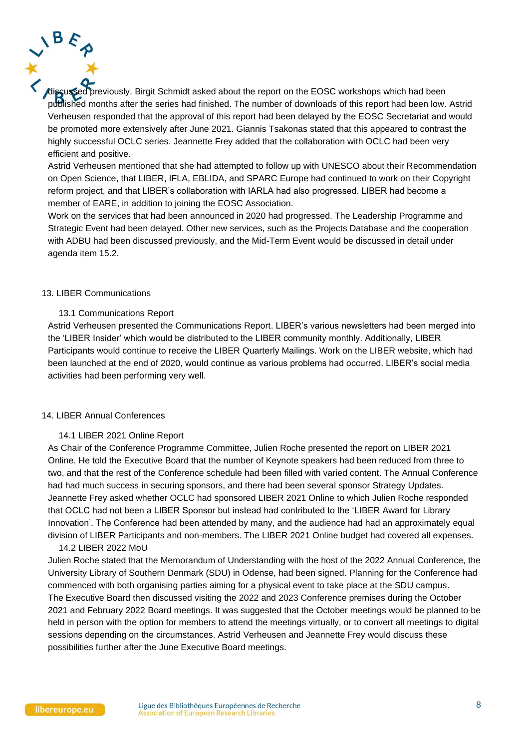discussed previously. Birgit Schmidt asked about the report on the EOSC workshops which had been published months after the series had finished. The number of downloads of this report had been low. Astrid Verheusen responded that the approval of this report had been delayed by the EOSC Secretariat and would be promoted more extensively after June 2021. Giannis Tsakonas stated that this appeared to contrast the highly successful OCLC series. Jeannette Frey added that the collaboration with OCLC had been very efficient and positive.

Astrid Verheusen mentioned that she had attempted to follow up with UNESCO about their Recommendation on Open Science, that LIBER, IFLA, EBLIDA, and SPARC Europe had continued to work on their Copyright reform project, and that LIBER's collaboration with IARLA had also progressed. LIBER had become a member of EARE, in addition to joining the EOSC Association.

Work on the services that had been announced in 2020 had progressed. The Leadership Programme and Strategic Event had been delayed. Other new services, such as the Projects Database and the cooperation with ADBU had been discussed previously, and the Mid-Term Event would be discussed in detail under agenda item 15.2.

## 13. LIBER Communications

### 13.1 Communications Report

Astrid Verheusen presented the Communications Report. LIBER's various newsletters had been merged into the 'LIBER Insider' which would be distributed to the LIBER community monthly. Additionally, LIBER Participants would continue to receive the LIBER Quarterly Mailings. Work on the LIBER website, which had been launched at the end of 2020, would continue as various problems had occurred. LIBER's social media activities had been performing very well.

## 14. LIBER Annual Conferences

### 14.1 LIBER 2021 Online Report

As Chair of the Conference Programme Committee, Julien Roche presented the report on LIBER 2021 Online. He told the Executive Board that the number of Keynote speakers had been reduced from three to two, and that the rest of the Conference schedule had been filled with varied content. The Annual Conference had had much success in securing sponsors, and there had been several sponsor Strategy Updates. Jeannette Frey asked whether OCLC had sponsored LIBER 2021 Online to which Julien Roche responded that OCLC had not been a LIBER Sponsor but instead had contributed to the 'LIBER Award for Library Innovation'. The Conference had been attended by many, and the audience had had an approximately equal division of LIBER Participants and non-members. The LIBER 2021 Online budget had covered all expenses.

### 14.2 LIBER 2022 MoU

Julien Roche stated that the Memorandum of Understanding with the host of the 2022 Annual Conference, the University Library of Southern Denmark (SDU) in Odense, had been signed. Planning for the Conference had commenced with both organising parties aiming for a physical event to take place at the SDU campus.

The Executive Board then discussed visiting the 2022 and 2023 Conference premises during the October 2021 and February 2022 Board meetings. It was suggested that the October meetings would be planned to be held in person with the option for members to attend the meetings virtually, or to convert all meetings to digital sessions depending on the circumstances. Astrid Verheusen and Jeannette Frey would discuss these possibilities further after the June Executive Board meetings.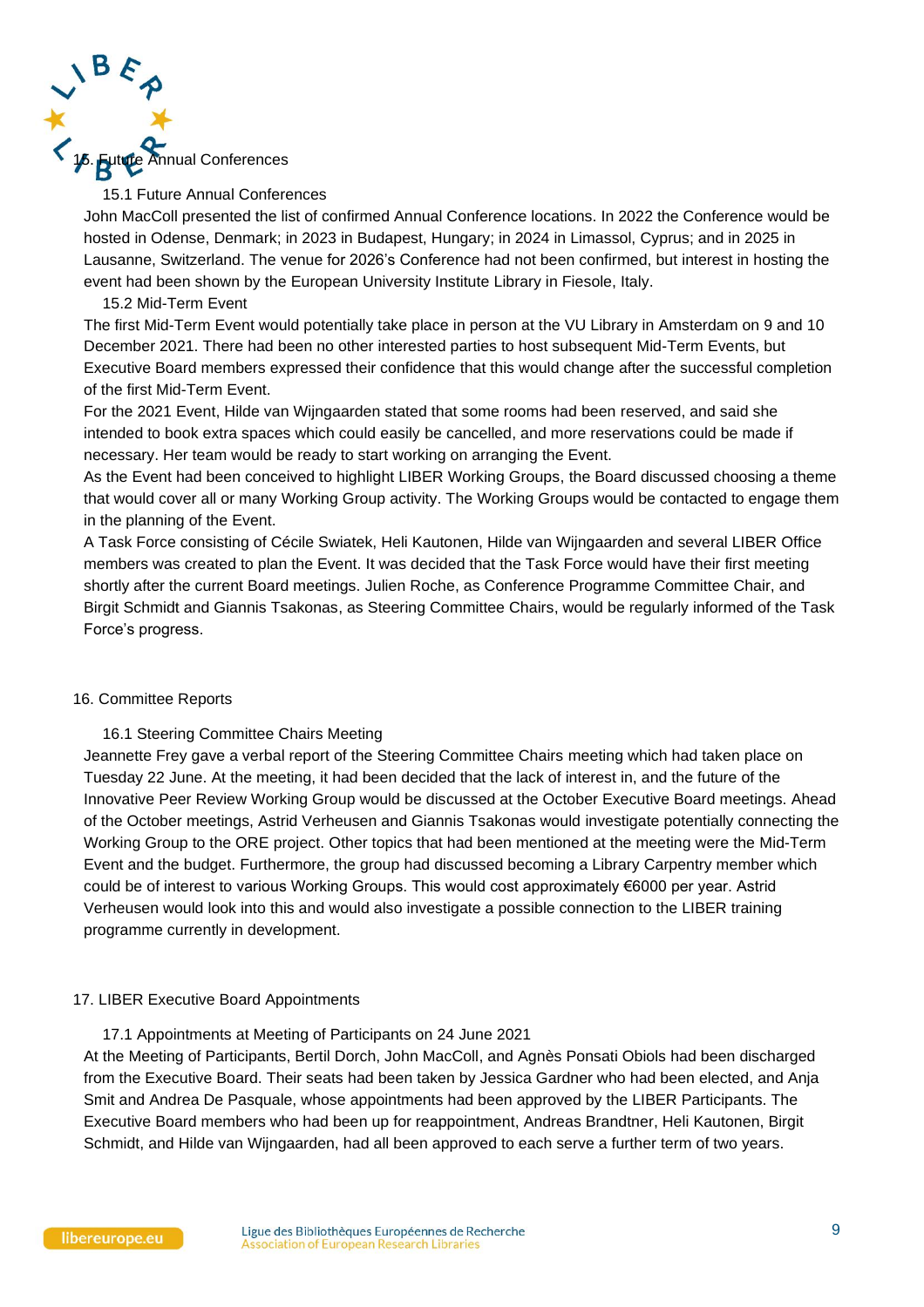## 15. Future Annual Conferences

### 15.1 Future Annual Conferences

John MacColl presented the list of confirmed Annual Conference locations. In 2022 the Conference would be hosted in Odense, Denmark; in 2023 in Budapest, Hungary; in 2024 in Limassol, Cyprus; and in 2025 in Lausanne, Switzerland. The venue for 2026's Conference had not been confirmed, but interest in hosting the event had been shown by the European University Institute Library in Fiesole, Italy.

### 15.2 Mid-Term Event

The first Mid-Term Event would potentially take place in person at the VU Library in Amsterdam on 9 and 10 December 2021. There had been no other interested parties to host subsequent Mid-Term Events, but Executive Board members expressed their confidence that this would change after the successful completion of the first Mid-Term Event.

For the 2021 Event, Hilde van Wijngaarden stated that some rooms had been reserved, and said she intended to book extra spaces which could easily be cancelled, and more reservations could be made if necessary. Her team would be ready to start working on arranging the Event.

As the Event had been conceived to highlight LIBER Working Groups, the Board discussed choosing a theme that would cover all or many Working Group activity. The Working Groups would be contacted to engage them in the planning of the Event.

A Task Force consisting of Cécile Swiatek, Heli Kautonen, Hilde van Wijngaarden and several LIBER Office members was created to plan the Event. It was decided that the Task Force would have their first meeting shortly after the current Board meetings. Julien Roche, as Conference Programme Committee Chair, and Birgit Schmidt and Giannis Tsakonas, as Steering Committee Chairs, would be regularly informed of the Task Force's progress.

## 16. Committee Reports

### 16.1 Steering Committee Chairs Meeting

Jeannette Frey gave a verbal report of the Steering Committee Chairs meeting which had taken place on Tuesday 22 June. At the meeting, it had been decided that the lack of interest in, and the future of the Innovative Peer Review Working Group would be discussed at the October Executive Board meetings. Ahead of the October meetings, Astrid Verheusen and Giannis Tsakonas would investigate potentially connecting the Working Group to the ORE project. Other topics that had been mentioned at the meeting were the Mid-Term Event and the budget. Furthermore, the group had discussed becoming a Library Carpentry member which could be of interest to various Working Groups. This would cost approximately €6000 per year. Astrid Verheusen would look into this and would also investigate a possible connection to the LIBER training programme currently in development.

## 17. LIBER Executive Board Appointments

### 17.1 Appointments at Meeting of Participants on 24 June 2021

At the Meeting of Participants, Bertil Dorch, John MacColl, and Agnès Ponsati Obiols had been discharged from the Executive Board. Their seats had been taken by Jessica Gardner who had been elected, and Anja Smit and Andrea De Pasquale, whose appointments had been approved by the LIBER Participants. The Executive Board members who had been up for reappointment, Andreas Brandtner, Heli Kautonen, Birgit Schmidt, and Hilde van Wijngaarden, had all been approved to each serve a further term of two years.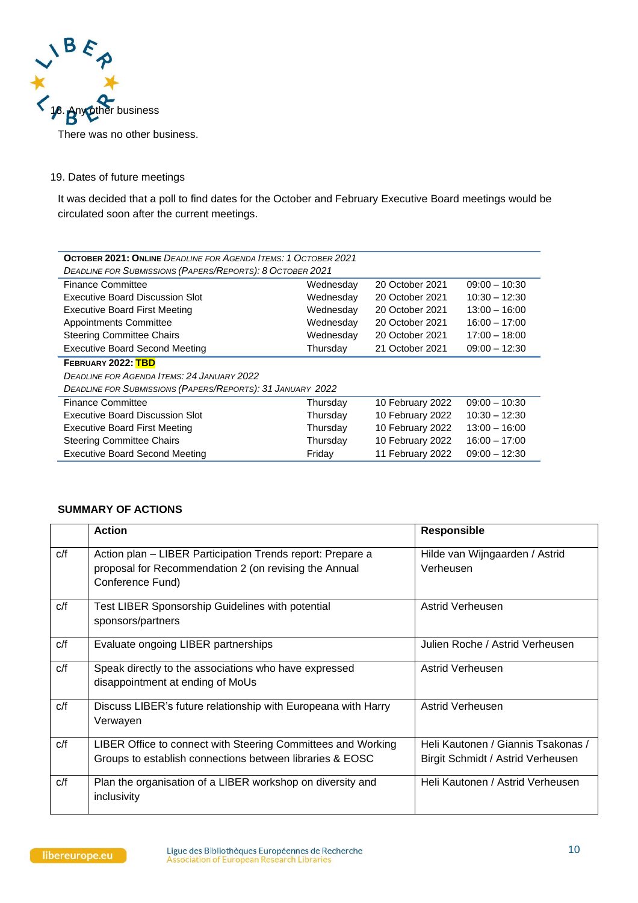18. Any other business

There was no other business.

19. Dates of future meetings

It was decided that a poll to find dates for the October and February Executive Board meetings would be circulated soon after the current meetings.

| **OCTOBER 2021: ONLINE** *DEADLINE FOR AGENDA ITEMS: 1 OCTOBER 2021* *DEADLINE FOR SUBMISSIONS (PAPERS/REPORTS): 8 OCTOBER 2021* | | | |
|---|---|---|---|
| Finance Committee | Wednesday | 20 October 2021 | 09:00 – 10:30 |
| Executive Board Discussion Slot | Wednesday | 20 October 2021 | 10:30 – 12:30 |
| Executive Board First Meeting | Wednesday | 20 October 2021 | 13:00 – 16:00 |
| Appointments Committee | Wednesday | 20 October 2021 | 16:00 – 17:00 |
| Steering Committee Chairs | Wednesday | 20 October 2021 | 17:00 – 18:00 |
| Executive Board Second Meeting | Thursday | 21 October 2021 | 09:00 – 12:30 |
| **FEBRUARY 2022: TBD** *DEADLINE FOR AGENDA ITEMS: 24 JANUARY 2022* *DEADLINE FOR SUBMISSIONS (PAPERS/REPORTS): 31 JANUARY 2022* | | | |
| Finance Committee | Thursday | 10 February 2022 | 09:00 – 10:30 |
| Executive Board Discussion Slot | Thursday | 10 February 2022 | 10:30 – 12:30 |
| Executive Board First Meeting | Thursday | 10 February 2022 | 13:00 – 16:00 |
| Steering Committee Chairs | Thursday | 10 February 2022 | 16:00 – 17:00 |
| Executive Board Second Meeting | Friday | 11 February 2022 | 09:00 – 12:30 |

**SUMMARY OF ACTIONS**

| | **Action** | **Responsible** |
|---|---|---|
| c/f | Action plan – LIBER Participation Trends report: Prepare a proposal for Recommendation 2 (on revising the Annual Conference Fund) | Hilde van Wijngaarden / Astrid Verheusen |
| c/f | Test LIBER Sponsorship Guidelines with potential sponsors/partners | Astrid Verheusen |
| c/f | Evaluate ongoing LIBER partnerships | Julien Roche / Astrid Verheusen |
| c/f | Speak directly to the associations who have expressed disappointment at ending of MoUs | Astrid Verheusen |
| c/f | Discuss LIBER's future relationship with Europeana with Harry Verwayen | Astrid Verheusen |
| c/f | LIBER Office to connect with Steering Committees and Working Groups to establish connections between libraries & EOSC | Heli Kautonen / Giannis Tsakonas / Birgit Schmidt / Astrid Verheusen |
| c/f | Plan the organisation of a LIBER workshop on diversity and inclusivity | Heli Kautonen / Astrid Verheusen |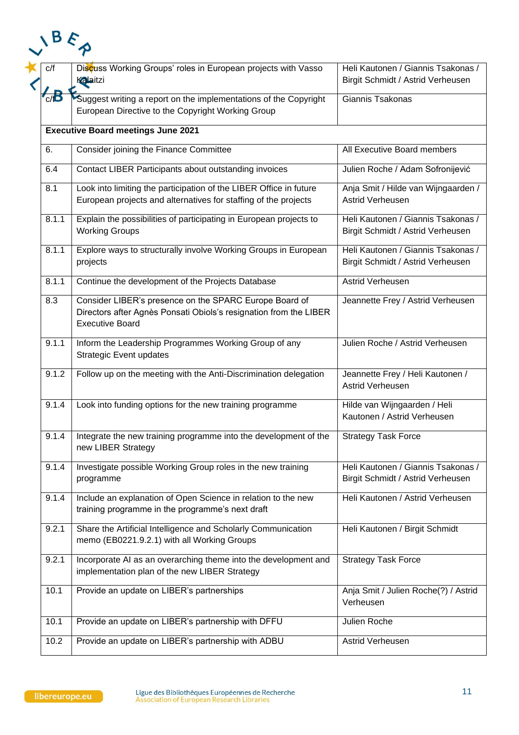| | | |
|---|---|---|
| c/f | Discuss Working Groups' roles in European projects with Vasso Kalaitzi | Heli Kautonen / Giannis Tsakonas / Birgit Schmidt / Astrid Verheusen |
| c/f | Suggest writing a report on the implementations of the Copyright European Directive to the Copyright Working Group | Giannis Tsakonas |
| **Executive Board meetings June 2021** | | |
| 6. | Consider joining the Finance Committee | All Executive Board members |
| 6.4 | Contact LIBER Participants about outstanding invoices | Julien Roche / Adam Sofronijević |
| 8.1 | Look into limiting the participation of the LIBER Office in future European projects and alternatives for staffing of the projects | Anja Smit / Hilde van Wijngaarden / Astrid Verheusen |
| 8.1.1 | Explain the possibilities of participating in European projects to Working Groups | Heli Kautonen / Giannis Tsakonas / Birgit Schmidt / Astrid Verheusen |
| 8.1.1 | Explore ways to structurally involve Working Groups in European projects | Heli Kautonen / Giannis Tsakonas / Birgit Schmidt / Astrid Verheusen |
| 8.1.1 | Continue the development of the Projects Database | Astrid Verheusen |
| 8.3 | Consider LIBER's presence on the SPARC Europe Board of Directors after Agnès Ponsati Obiols's resignation from the LIBER Executive Board | Jeannette Frey / Astrid Verheusen |
| 9.1.1 | Inform the Leadership Programmes Working Group of any Strategic Event updates | Julien Roche / Astrid Verheusen |
| 9.1.2 | Follow up on the meeting with the Anti-Discrimination delegation | Jeannette Frey / Heli Kautonen / Astrid Verheusen |
| 9.1.4 | Look into funding options for the new training programme | Hilde van Wijngaarden / Heli Kautonen / Astrid Verheusen |
| 9.1.4 | Integrate the new training programme into the development of the new LIBER Strategy | Strategy Task Force |
| 9.1.4 | Investigate possible Working Group roles in the new training programme | Heli Kautonen / Giannis Tsakonas / Birgit Schmidt / Astrid Verheusen |
| 9.1.4 | Include an explanation of Open Science in relation to the new training programme in the programme's next draft | Heli Kautonen / Astrid Verheusen |
| 9.2.1 | Share the Artificial Intelligence and Scholarly Communication memo (EB0221.9.2.1) with all Working Groups | Heli Kautonen / Birgit Schmidt |
| 9.2.1 | Incorporate AI as an overarching theme into the development and implementation plan of the new LIBER Strategy | Strategy Task Force |
| 10.1 | Provide an update on LIBER's partnerships | Anja Smit / Julien Roche(?) / Astrid Verheusen |
| 10.1 | Provide an update on LIBER's partnership with DFFU | Julien Roche |
| 10.2 | Provide an update on LIBER's partnership with ADBU | Astrid Verheusen |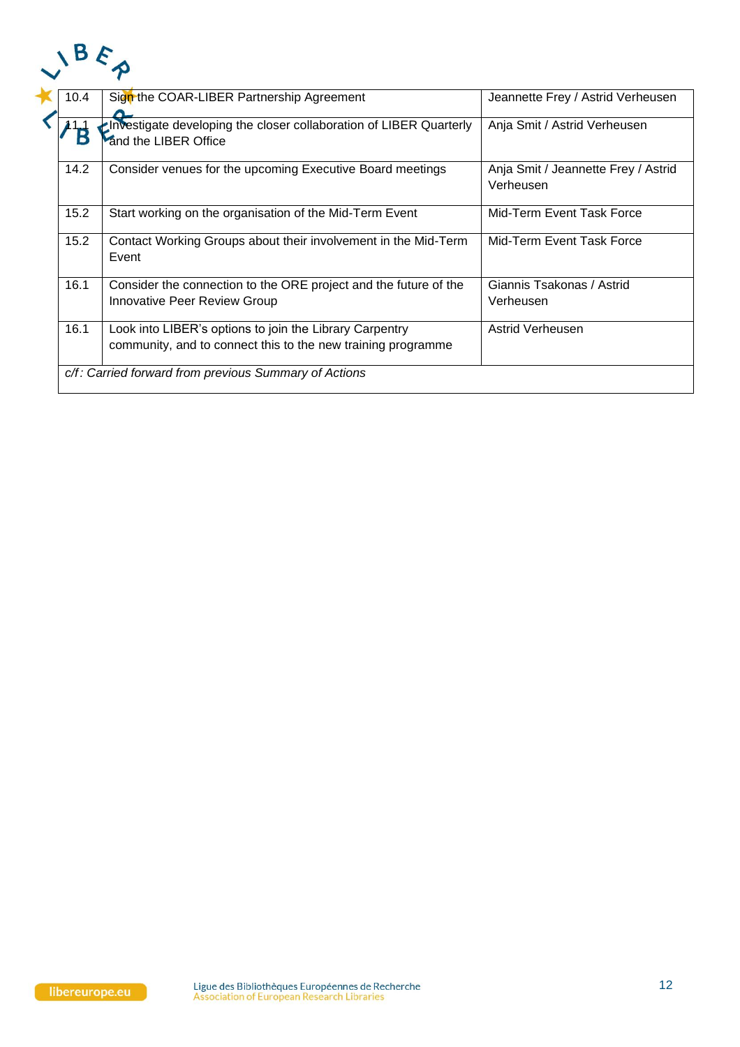| | | |
|---|---|---|
| 10.4 | Sign the COAR-LIBER Partnership Agreement | Jeannette Frey / Astrid Verheusen |
| 11.1 | Investigate developing the closer collaboration of LIBER Quarterly and the LIBER Office | Anja Smit / Astrid Verheusen |
| 14.2 | Consider venues for the upcoming Executive Board meetings | Anja Smit / Jeannette Frey / Astrid Verheusen |
| 15.2 | Start working on the organisation of the Mid-Term Event | Mid-Term Event Task Force |
| 15.2 | Contact Working Groups about their involvement in the Mid-Term Event | Mid-Term Event Task Force |
| 16.1 | Consider the connection to the ORE project and the future of the Innovative Peer Review Group | Giannis Tsakonas / Astrid Verheusen |
| 16.1 | Look into LIBER's options to join the Library Carpentry community, and to connect this to the new training programme | Astrid Verheusen |
| *c/f: Carried forward from previous Summary of Actions* | | |